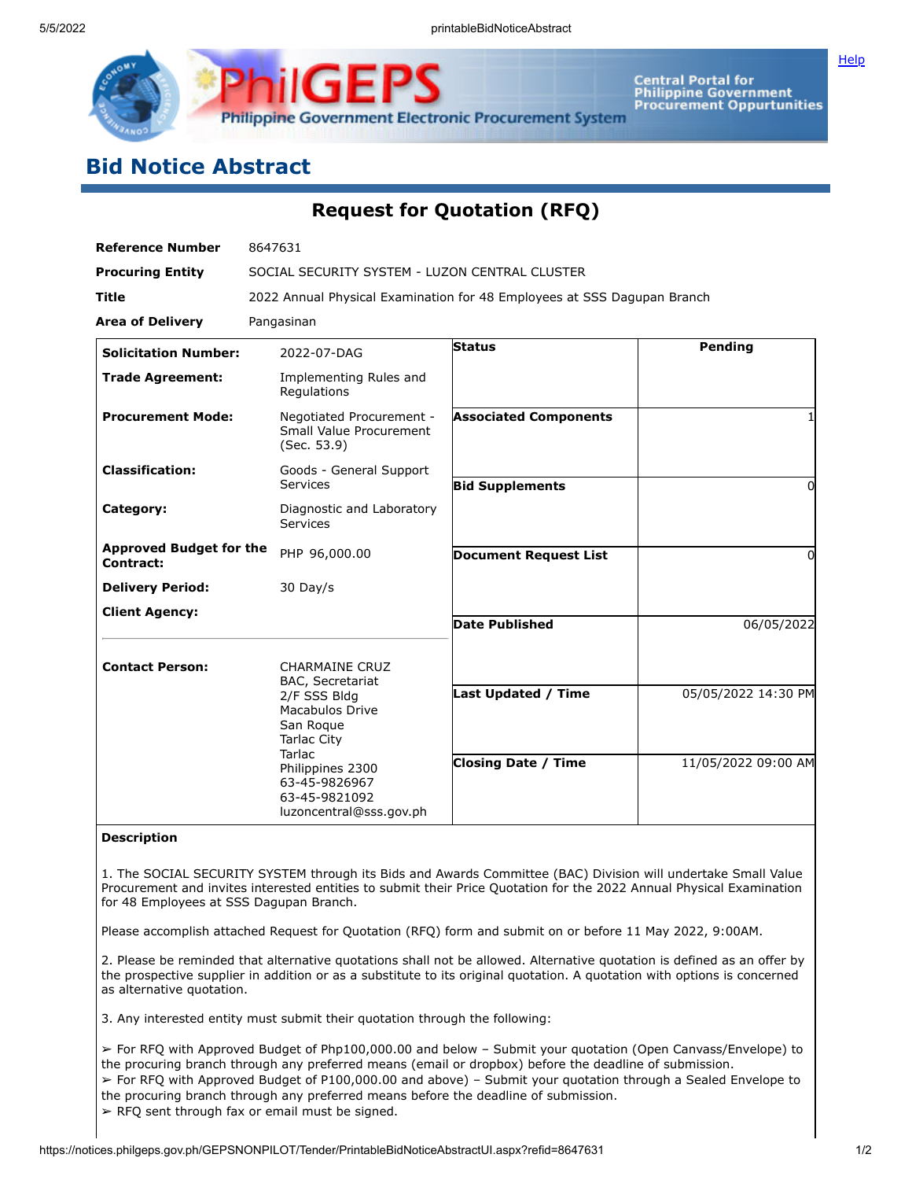# Bid Notice Abstract

## Request for Quotation (RFQ)

| | |
|---|---|
| **Reference Number** | 8647631 |
| **Procuring Entity** | SOCIAL SECURITY SYSTEM - LUZON CENTRAL CLUSTER |
| **Title** | 2022 Annual Physical Examination for 48 Employees at SSS Dagupan Branch |
| **Area of Delivery** | Pangasinan |

| | | | |
|---|---|---|---|
| **Solicitation Number:** | 2022-07-DAG | **Status** | Pending |
| **Trade Agreement:** | Implementing Rules and Regulations | | |
| **Procurement Mode:** | Negotiated Procurement - Small Value Procurement (Sec. 53.9) | **Associated Components** | 1 |
| **Classification:** | Goods - General Support Services | **Bid Supplements** | 0 |
| **Category:** | Diagnostic and Laboratory Services | | |
| **Approved Budget for the Contract:** | PHP 96,000.00 | **Document Request List** | 0 |
| **Delivery Period:** | 30 Day/s | | |
| **Client Agency:** | | **Date Published** | 06/05/2022 |
| **Contact Person:** | CHARMAINE CRUZ<br>BAC, Secretariat<br>2/F SSS Bldg<br>Macabulos Drive<br>San Roque<br>Tarlac City<br>Tarlac<br>Philippines 2300<br>63-45-9826967<br>63-45-9821092<br>luzoncentral@sss.gov.ph | **Last Updated / Time** | 05/05/2022 14:30 PM |
| | | **Closing Date / Time** | 11/05/2022 09:00 AM |

**Description**

1. The SOCIAL SECURITY SYSTEM through its Bids and Awards Committee (BAC) Division will undertake Small Value Procurement and invites interested entities to submit their Price Quotation for the 2022 Annual Physical Examination for 48 Employees at SSS Dagupan Branch.

Please accomplish attached Request for Quotation (RFQ) form and submit on or before 11 May 2022, 9:00AM.

2. Please be reminded that alternative quotations shall not be allowed. Alternative quotation is defined as an offer by the prospective supplier in addition or as a substitute to its original quotation. A quotation with options is concerned as alternative quotation.

3. Any interested entity must submit their quotation through the following:

➢ For RFQ with Approved Budget of Php100,000.00 and below – Submit your quotation (Open Canvass/Envelope) to the procuring branch through any preferred means (email or dropbox) before the deadline of submission.
➢ For RFQ with Approved Budget of P100,000.00 and above) – Submit your quotation through a Sealed Envelope to the procuring branch through any preferred means before the deadline of submission.
➢ RFQ sent through fax or email must be signed.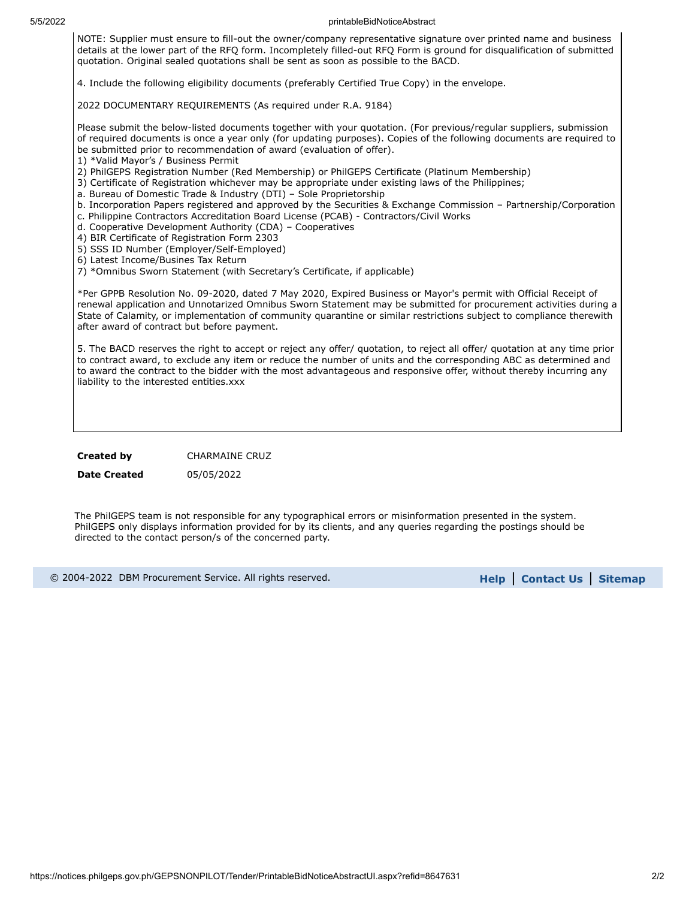NOTE: Supplier must ensure to fill-out the owner/company representative signature over printed name and business details at the lower part of the RFQ form. Incompletely filled-out RFQ Form is ground for disqualification of submitted quotation. Original sealed quotations shall be sent as soon as possible to the BACD.

4. Include the following eligibility documents (preferably Certified True Copy) in the envelope.

2022 DOCUMENTARY REQUIREMENTS (As required under R.A. 9184)

Please submit the below-listed documents together with your quotation. (For previous/regular suppliers, submission of required documents is once a year only (for updating purposes). Copies of the following documents are required to be submitted prior to recommendation of award (evaluation of offer).
1) *Valid Mayor's / Business Permit
2) PhilGEPS Registration Number (Red Membership) or PhilGEPS Certificate (Platinum Membership)
3) Certificate of Registration whichever may be appropriate under existing laws of the Philippines;
a. Bureau of Domestic Trade & Industry (DTI) – Sole Proprietorship
b. Incorporation Papers registered and approved by the Securities & Exchange Commission – Partnership/Corporation
c. Philippine Contractors Accreditation Board License (PCAB) - Contractors/Civil Works
d. Cooperative Development Authority (CDA) – Cooperatives
4) BIR Certificate of Registration Form 2303
5) SSS ID Number (Employer/Self-Employed)
6) Latest Income/Busines Tax Return
7) *Omnibus Sworn Statement (with Secretary's Certificate, if applicable)

*Per GPPB Resolution No. 09-2020, dated 7 May 2020, Expired Business or Mayor's permit with Official Receipt of renewal application and Unnotarized Omnibus Sworn Statement may be submitted for procurement activities during a State of Calamity, or implementation of community quarantine or similar restrictions subject to compliance therewith after award of contract but before payment.

5. The BACD reserves the right to accept or reject any offer/ quotation, to reject all offer/ quotation at any time prior to contract award, to exclude any item or reduce the number of units and the corresponding ABC as determined and to award the contract to the bidder with the most advantageous and responsive offer, without thereby incurring any liability to the interested entities.xxx

| | |
|---|---|
| **Created by** | CHARMAINE CRUZ |
| **Date Created** | 05/05/2022 |

The PhilGEPS team is not responsible for any typographical errors or misinformation presented in the system. PhilGEPS only displays information provided for by its clients, and any queries regarding the postings should be directed to the contact person/s of the concerned party.

© 2004-2022 DBM Procurement Service. All rights reserved.

**Help** | **Contact Us** | **Sitemap**